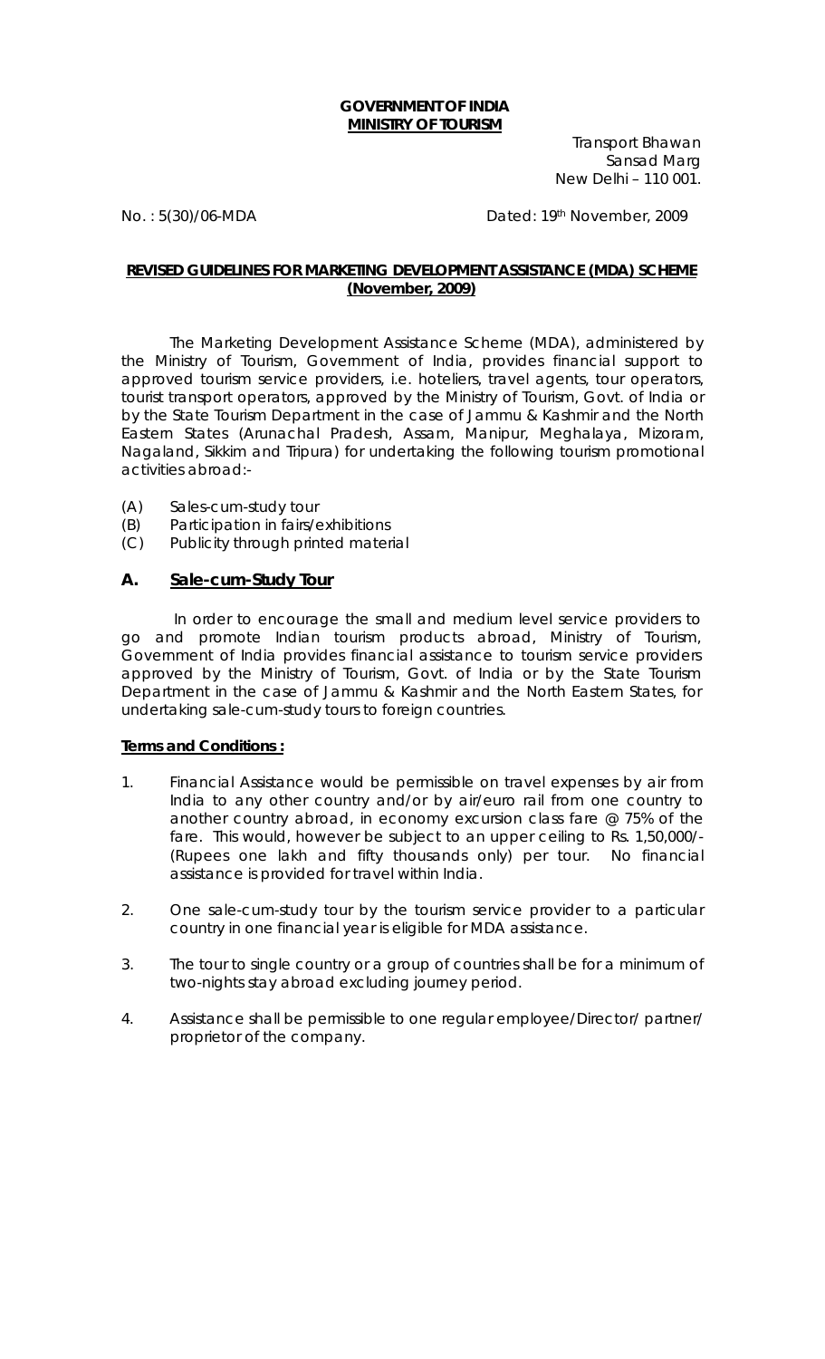**GOVERNMENT OF INDIA**
**MINISTRY OF TOURISM**

Transport Bhawan
Sansad Marg
New Delhi – 110 001.

No. : 5(30)/06-MDA

Dated: 19th November, 2009

**REVISED GUIDELINES FOR MARKETING DEVELOPMENT ASSISTANCE (MDA) SCHEME (November, 2009)**

The Marketing Development Assistance Scheme (MDA), administered by the Ministry of Tourism, Government of India, provides financial support to approved tourism service providers, i.e. hoteliers, travel agents, tour operators, tourist transport operators, approved by the Ministry of Tourism, Govt. of India or by the State Tourism Department in the case of Jammu & Kashmir and the North Eastern States (Arunachal Pradesh, Assam, Manipur, Meghalaya, Mizoram, Nagaland, Sikkim and Tripura) for undertaking the following tourism promotional activities abroad:-

(A) Sales-cum-study tour
(B) Participation in fairs/exhibitions
(C) Publicity through printed material

## A. Sale-cum-Study Tour

In order to encourage the small and medium level service providers to go and promote Indian tourism products abroad, Ministry of Tourism, Government of India provides financial assistance to tourism service providers approved by the Ministry of Tourism, Govt. of India or by the State Tourism Department in the case of Jammu & Kashmir and the North Eastern States, for undertaking sale-cum-study tours to foreign countries.

**Terms and Conditions :**

1. Financial Assistance would be permissible on travel expenses by air from India to any other country and/or by air/euro rail from one country to another country abroad, in economy excursion class fare @ 75% of the fare. This would, however be subject to an upper ceiling to Rs. 1,50,000/- (Rupees one lakh and fifty thousands only) per tour. No financial assistance is provided for travel within India.

2. One sale-cum-study tour by the tourism service provider to a particular country in one financial year is eligible for MDA assistance.

3. The tour to single country or a group of countries shall be for a minimum of two-nights stay abroad excluding journey period.

4. Assistance shall be permissible to one regular employee/Director/ partner/ proprietor of the company.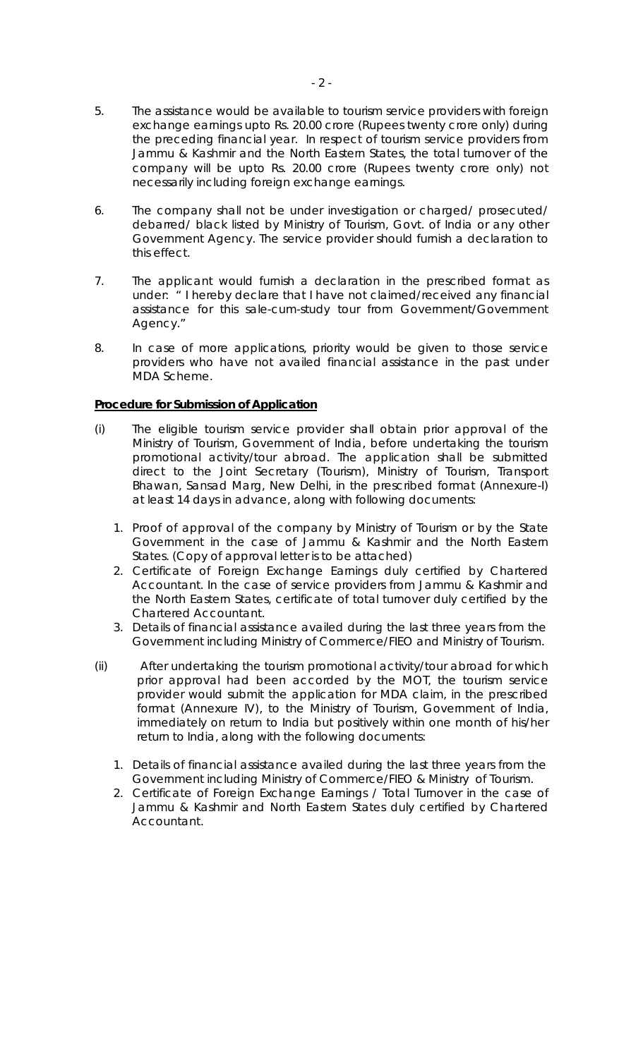5. The assistance would be available to tourism service providers with foreign exchange earnings upto Rs. 20.00 crore (Rupees twenty crore only) during the preceding financial year. In respect of tourism service providers from Jammu & Kashmir and the North Eastern States, the total turnover of the company will be upto Rs. 20.00 crore (Rupees twenty crore only) not necessarily including foreign exchange earnings.

6. The company shall not be under investigation or charged/ prosecuted/ debarred/ black listed by Ministry of Tourism, Govt. of India or any other Government Agency. The service provider should furnish a declaration to this effect.

7. The applicant would furnish a declaration in the prescribed format as under: " I hereby declare that I have not claimed/received any financial assistance for this sale-cum-study tour from Government/Government Agency."

8. In case of more applications, priority would be given to those service providers who have not availed financial assistance in the past under MDA Scheme.

**Procedure for Submission of Application**

(i) The eligible tourism service provider shall obtain prior approval of the Ministry of Tourism, Government of India, before undertaking the tourism promotional activity/tour abroad. The application shall be submitted direct to the Joint Secretary (Tourism), Ministry of Tourism, Transport Bhawan, Sansad Marg, New Delhi, in the prescribed format (Annexure-I) at least 14 days in advance, along with following documents:

   1. Proof of approval of the company by Ministry of Tourism or by the State Government in the case of Jammu & Kashmir and the North Eastern States. (Copy of approval letter is to be attached)
   2. Certificate of Foreign Exchange Earnings duly certified by Chartered Accountant. In the case of service providers from Jammu & Kashmir and the North Eastern States, certificate of total turnover duly certified by the Chartered Accountant.
   3. Details of financial assistance availed during the last three years from the Government including Ministry of Commerce/FIEO and Ministry of Tourism.

(ii) After undertaking the tourism promotional activity/tour abroad for which prior approval had been accorded by the MOT, the tourism service provider would submit the application for MDA claim, in the prescribed format (Annexure IV), to the Ministry of Tourism, Government of India, immediately on return to India but positively within one month of his/her return to India, along with the following documents:

   1. Details of financial assistance availed during the last three years from the Government including Ministry of Commerce/FIEO & Ministry of Tourism.
   2. Certificate of Foreign Exchange Earnings / Total Turnover in the case of Jammu & Kashmir and North Eastern States duly certified by Chartered Accountant.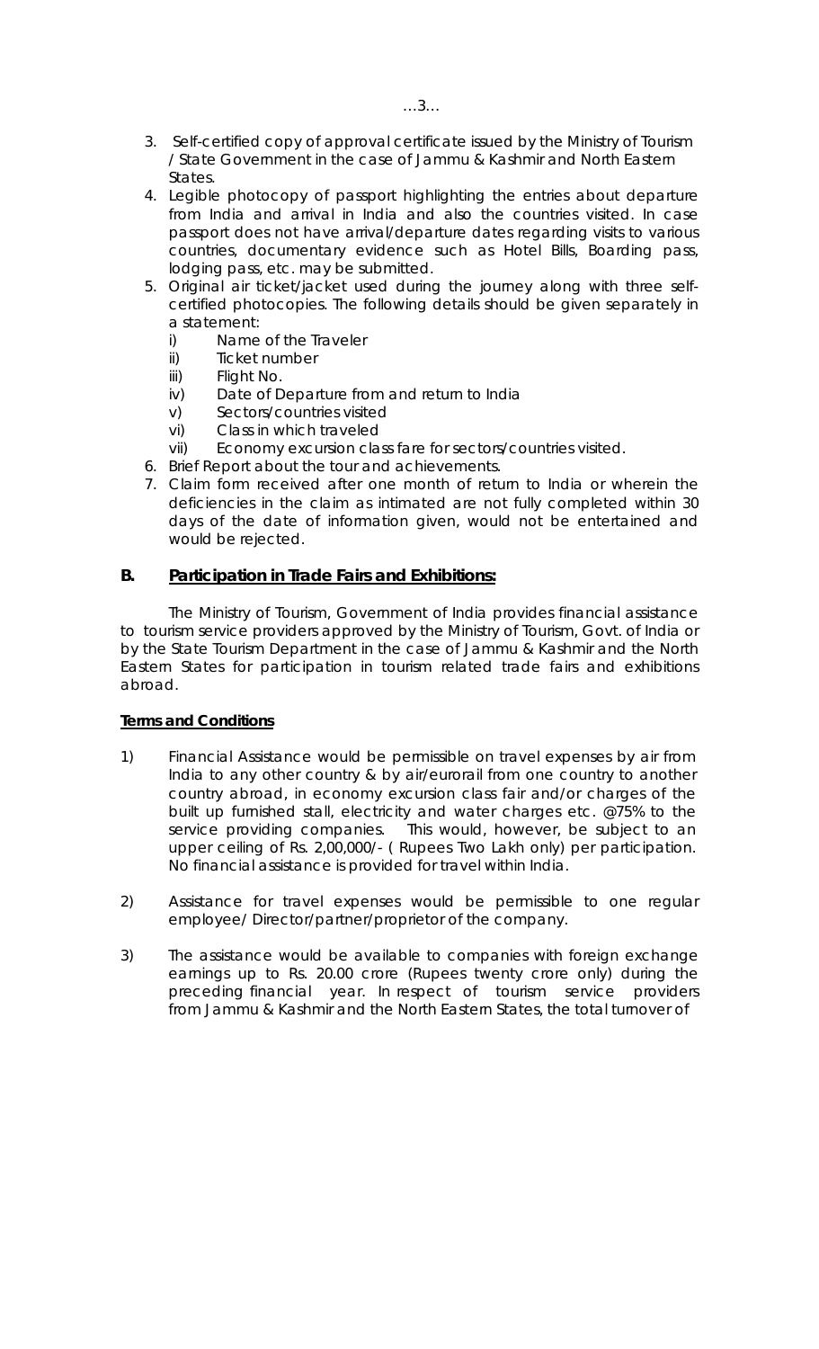3. Self-certified copy of approval certificate issued by the Ministry of Tourism / State Government in the case of Jammu & Kashmir and North Eastern States.
4. Legible photocopy of passport highlighting the entries about departure from India and arrival in India and also the countries visited. In case passport does not have arrival/departure dates regarding visits to various countries, documentary evidence such as Hotel Bills, Boarding pass, lodging pass, etc. may be submitted.
5. Original air ticket/jacket used during the journey along with three self-certified photocopies. The following details should be given separately in a statement:
   i) Name of the Traveler
   ii) Ticket number
   iii) Flight No.
   iv) Date of Departure from and return to India
   v) Sectors/countries visited
   vi) Class in which traveled
   vii) Economy excursion class fare for sectors/countries visited.
6. Brief Report about the tour and achievements.
7. Claim form received after one month of return to India or wherein the deficiencies in the claim as intimated are not fully completed within 30 days of the date of information given, would not be entertained and would be rejected.

## B. Participation in Trade Fairs and Exhibitions:

The Ministry of Tourism, Government of India provides financial assistance to tourism service providers approved by the Ministry of Tourism, Govt. of India or by the State Tourism Department in the case of Jammu & Kashmir and the North Eastern States for participation in tourism related trade fairs and exhibitions abroad.

**Terms and Conditions**

1) Financial Assistance would be permissible on travel expenses by air from India to any other country & by air/eurorail from one country to another country abroad, in economy excursion class fair and/or charges of the built up furnished stall, electricity and water charges etc. @75% to the service providing companies. This would, however, be subject to an upper ceiling of Rs. 2,00,000/- ( Rupees Two Lakh only) per participation. No financial assistance is provided for travel within India.

2) Assistance for travel expenses would be permissible to one regular employee/ Director/partner/proprietor of the company.

3) The assistance would be available to companies with foreign exchange earnings up to Rs. 20.00 crore (Rupees twenty crore only) during the preceding financial year. In respect of tourism service providers from Jammu & Kashmir and the North Eastern States, the total turnover of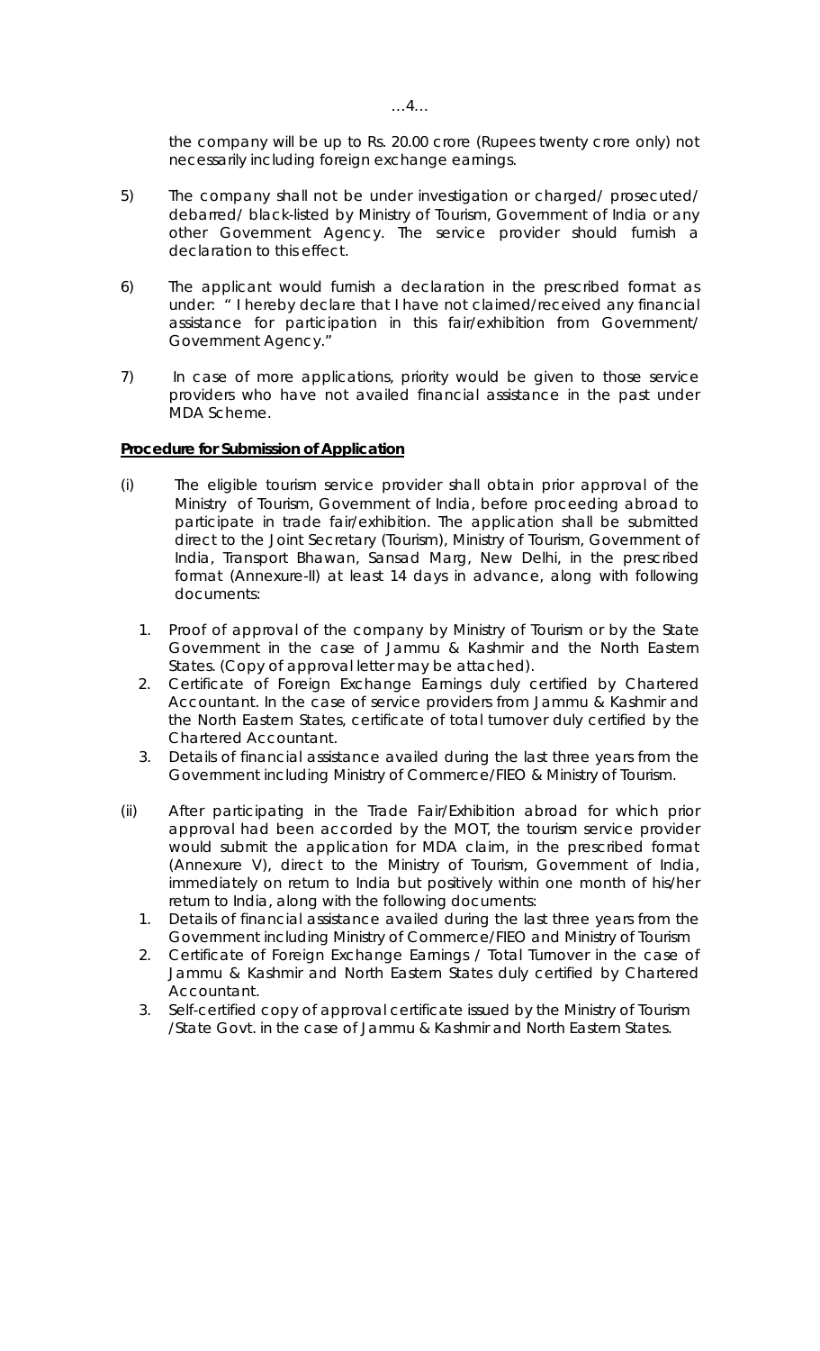the company will be up to Rs. 20.00 crore (Rupees twenty crore only) not necessarily including foreign exchange earnings.

5) The company shall not be under investigation or charged/ prosecuted/ debarred/ black-listed by Ministry of Tourism, Government of India or any other Government Agency. The service provider should furnish a declaration to this effect.

6) The applicant would furnish a declaration in the prescribed format as under: " I hereby declare that I have not claimed/received any financial assistance for participation in this fair/exhibition from Government/ Government Agency."

7) In case of more applications, priority would be given to those service providers who have not availed financial assistance in the past under MDA Scheme.

**Procedure for Submission of Application**

(i) The eligible tourism service provider shall obtain prior approval of the Ministry of Tourism, Government of India, before proceeding abroad to participate in trade fair/exhibition. The application shall be submitted direct to the Joint Secretary (Tourism), Ministry of Tourism, Government of India, Transport Bhawan, Sansad Marg, New Delhi, in the prescribed format (Annexure-II) at least 14 days in advance, along with following documents:

   1. Proof of approval of the company by Ministry of Tourism or by the State Government in the case of Jammu & Kashmir and the North Eastern States. (Copy of approval letter may be attached).
   2. Certificate of Foreign Exchange Earnings duly certified by Chartered Accountant. In the case of service providers from Jammu & Kashmir and the North Eastern States, certificate of total turnover duly certified by the Chartered Accountant.
   3. Details of financial assistance availed during the last three years from the Government including Ministry of Commerce/FIEO & Ministry of Tourism.

(ii) After participating in the Trade Fair/Exhibition abroad for which prior approval had been accorded by the MOT, the tourism service provider would submit the application for MDA claim, in the prescribed format (Annexure V), direct to the Ministry of Tourism, Government of India, immediately on return to India but positively within one month of his/her return to India, along with the following documents:

   1. Details of financial assistance availed during the last three years from the Government including Ministry of Commerce/FIEO and Ministry of Tourism
   2. Certificate of Foreign Exchange Earnings / Total Turnover in the case of Jammu & Kashmir and North Eastern States duly certified by Chartered Accountant.
   3. Self-certified copy of approval certificate issued by the Ministry of Tourism /State Govt. in the case of Jammu & Kashmir and North Eastern States.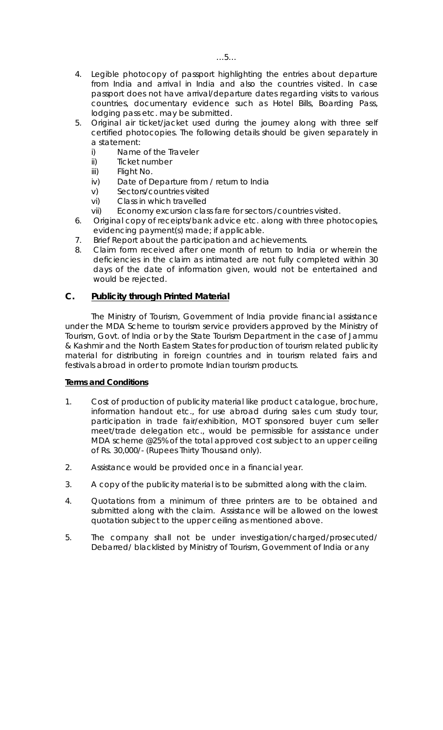4. Legible photocopy of passport highlighting the entries about departure from India and arrival in India and also the countries visited. In case passport does not have arrival/departure dates regarding visits to various countries, documentary evidence such as Hotel Bills, Boarding Pass, lodging pass etc. may be submitted.
5. Original air ticket/jacket used during the journey along with three self certified photocopies. The following details should be given separately in a statement:
   i) Name of the Traveler
   ii) Ticket number
   iii) Flight No.
   iv) Date of Departure from / return to India
   v) Sectors/countries visited
   vi) Class in which travelled
   vii) Economy excursion class fare for sectors /countries visited.
6. Original copy of receipts/bank advice etc. along with three photocopies, evidencing payment(s) made; if applicable.
7. Brief Report about the participation and achievements.
8. Claim form received after one month of return to India or wherein the deficiencies in the claim as intimated are not fully completed within 30 days of the date of information given, would not be entertained and would be rejected.

## C. Publicity through Printed Material

The Ministry of Tourism, Government of India provide financial assistance under the MDA Scheme to tourism service providers approved by the Ministry of Tourism, Govt. of India or by the State Tourism Department in the case of Jammu & Kashmir and the North Eastern States for production of tourism related publicity material for distributing in foreign countries and in tourism related fairs and festivals abroad in order to promote Indian tourism products.

**Terms and Conditions**

1. Cost of production of publicity material like product catalogue, brochure, information handout etc., for use abroad during sales cum study tour, participation in trade fair/exhibition, MOT sponsored buyer cum seller meet/trade delegation etc., would be permissible for assistance under MDA scheme @25% of the total approved cost subject to an upper ceiling of Rs. 30,000/- (Rupees Thirty Thousand only).

2. Assistance would be provided once in a financial year.

3. A copy of the publicity material is to be submitted along with the claim.

4. Quotations from a minimum of three printers are to be obtained and submitted along with the claim. Assistance will be allowed on the lowest quotation subject to the upper ceiling as mentioned above.

5. The company shall not be under investigation/charged/prosecuted/ Debarred/ blacklisted by Ministry of Tourism, Government of India or any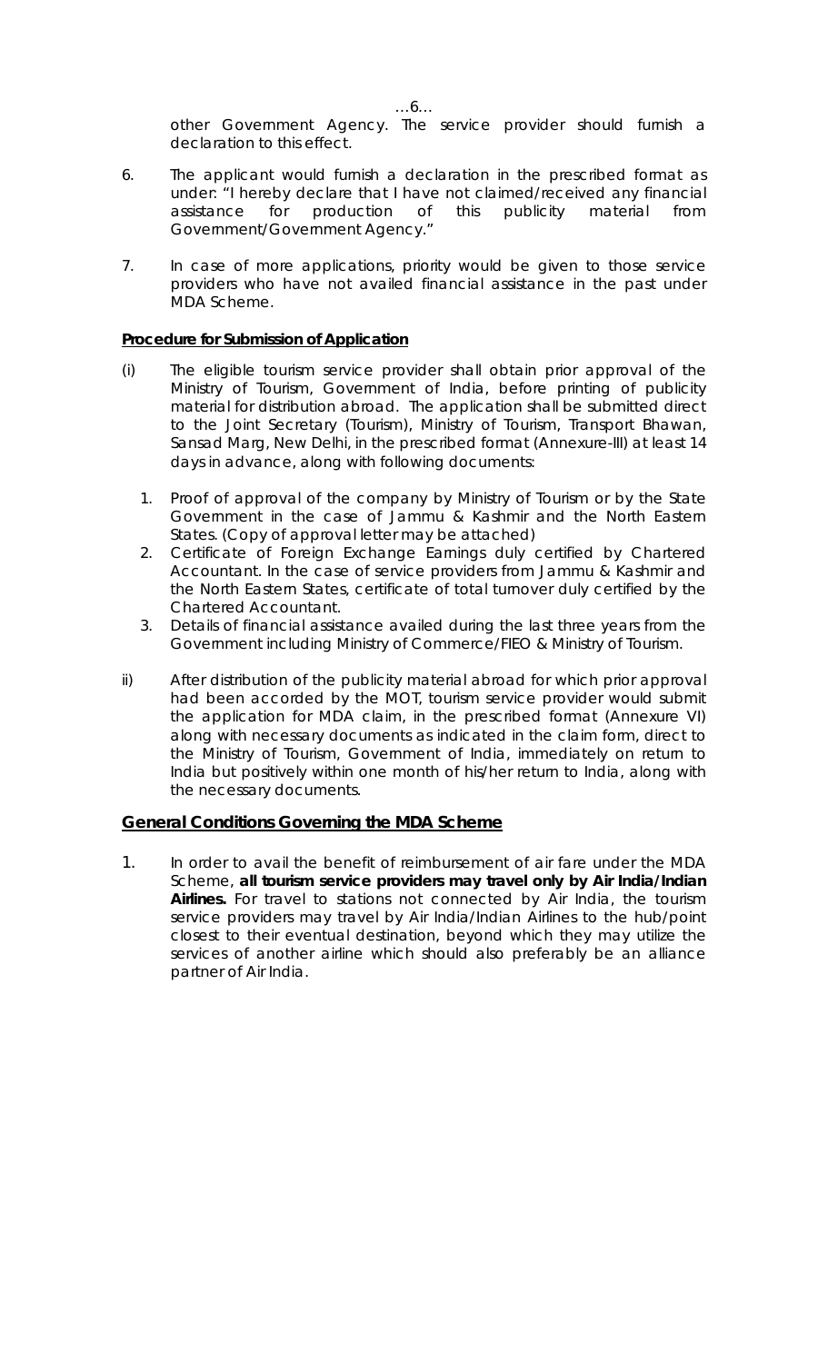other Government Agency. The service provider should furnish a declaration to this effect.

6. The applicant would furnish a declaration in the prescribed format as under: "I hereby declare that I have not claimed/received any financial assistance for production of this publicity material from Government/Government Agency."

7. In case of more applications, priority would be given to those service providers who have not availed financial assistance in the past under MDA Scheme.

**Procedure for Submission of Application**

(i) The eligible tourism service provider shall obtain prior approval of the Ministry of Tourism, Government of India, before printing of publicity material for distribution abroad. The application shall be submitted direct to the Joint Secretary (Tourism), Ministry of Tourism, Transport Bhawan, Sansad Marg, New Delhi, in the prescribed format (Annexure-III) at least 14 days in advance, along with following documents:

   1. Proof of approval of the company by Ministry of Tourism or by the State Government in the case of Jammu & Kashmir and the North Eastern States. (Copy of approval letter may be attached)
   2. Certificate of Foreign Exchange Earnings duly certified by Chartered Accountant. In the case of service providers from Jammu & Kashmir and the North Eastern States, certificate of total turnover duly certified by the Chartered Accountant.
   3. Details of financial assistance availed during the last three years from the Government including Ministry of Commerce/FIEO & Ministry of Tourism.

ii) After distribution of the publicity material abroad for which prior approval had been accorded by the MOT, tourism service provider would submit the application for MDA claim, in the prescribed format (Annexure VI) along with necessary documents as indicated in the claim form, direct to the Ministry of Tourism, Government of India, immediately on return to India but positively within one month of his/her return to India, along with the necessary documents.

## General Conditions Governing the MDA Scheme

1. In order to avail the benefit of reimbursement of air fare under the MDA Scheme, **all tourism service providers may travel only by Air India/Indian Airlines.** For travel to stations not connected by Air India, the tourism service providers may travel by Air India/Indian Airlines to the hub/point closest to their eventual destination, beyond which they may utilize the services of another airline which should also preferably be an alliance partner of Air India.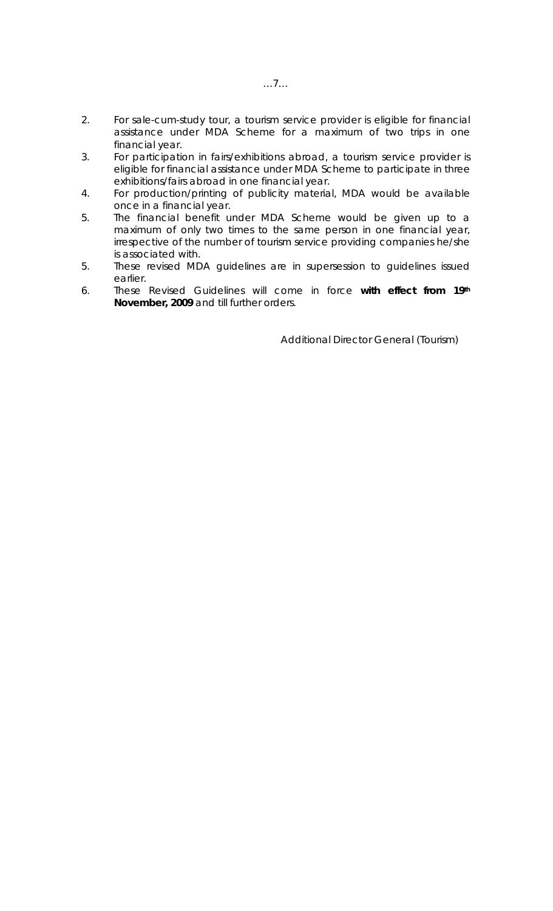2. For sale-cum-study tour, a tourism service provider is eligible for financial assistance under MDA Scheme for a maximum of two trips in one financial year.
3. For participation in fairs/exhibitions abroad, a tourism service provider is eligible for financial assistance under MDA Scheme to participate in three exhibitions/fairs abroad in one financial year.
4. For production/printing of publicity material, MDA would be available once in a financial year.
5. The financial benefit under MDA Scheme would be given up to a maximum of only two times to the same person in one financial year, irrespective of the number of tourism service providing companies he/she is associated with.
5. These revised MDA guidelines are in supersession to guidelines issued earlier.
6. These Revised Guidelines will come in force **with effect from 19th November, 2009** and till further orders.

Additional Director General (Tourism)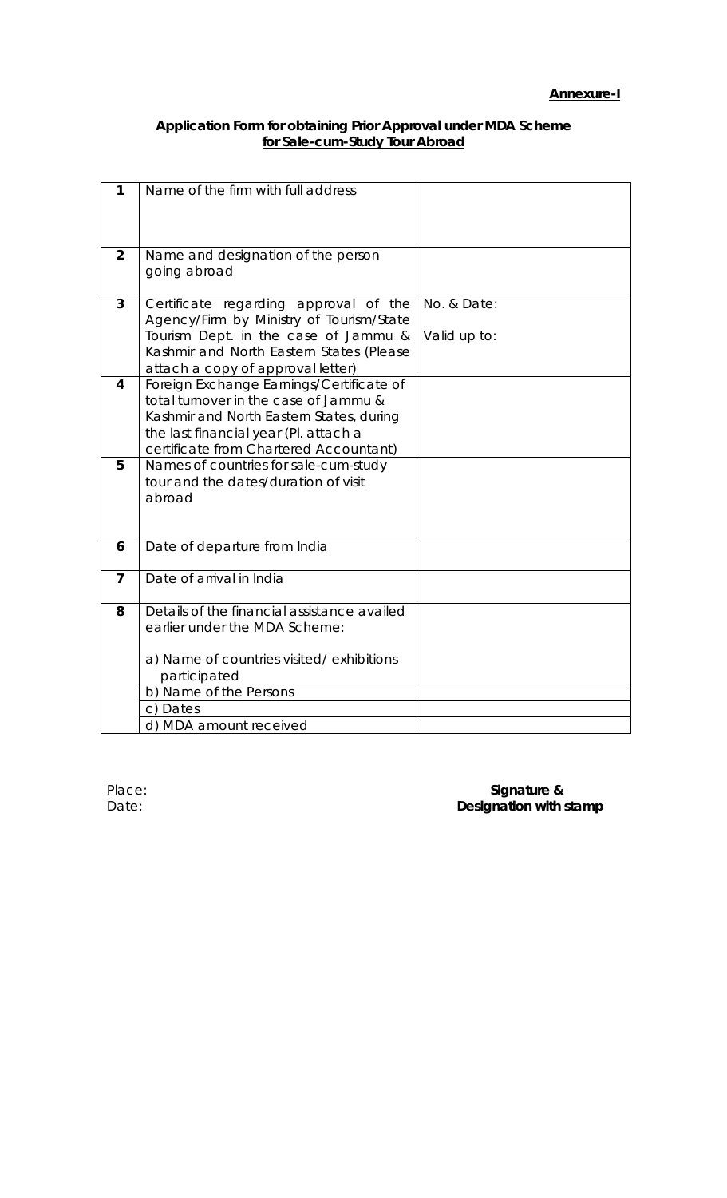**Annexure-I**

**Application Form for obtaining Prior Approval under MDA Scheme**
**for Sale-cum-Study Tour Abroad**

| | | |
|---|---|---|
| **1** | Name of the firm with full address | |
| **2** | Name and designation of the person going abroad | |
| **3** | Certificate regarding approval of the Agency/Firm by Ministry of Tourism/State Tourism Dept. in the case of Jammu & Kashmir and North Eastern States (Please attach a copy of approval letter) | No. & Date:<br><br>Valid up to: |
| **4** | Foreign Exchange Earnings/Certificate of total turnover in the case of Jammu & Kashmir and North Eastern States, during the last financial year (Pl. attach a certificate from Chartered Accountant) | |
| **5** | Names of countries for sale-cum-study tour and the dates/duration of visit abroad | |
| **6** | Date of departure from India | |
| **7** | Date of arrival in India | |
| **8** | Details of the financial assistance availed earlier under the MDA Scheme:<br><br>a) Name of countries visited/ exhibitions participated | |
| | b) Name of the Persons | |
| | c) Dates | |
| | d) MDA amount received | |

Place:
Date:

**Signature &**
**Designation with stamp**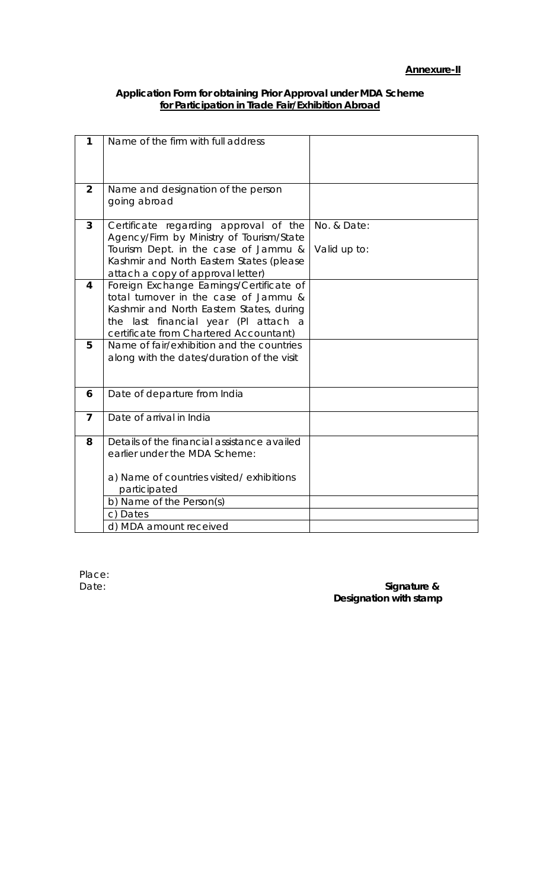**Annexure-II**

**Application Form for obtaining Prior Approval under MDA Scheme**
**for Participation in Trade Fair/Exhibition Abroad**

| | | |
|---|---|---|
| **1** | Name of the firm with full address | |
| **2** | Name and designation of the person going abroad | |
| **3** | Certificate regarding approval of the Agency/Firm by Ministry of Tourism/State Tourism Dept. in the case of Jammu & Kashmir and North Eastern States (please attach a copy of approval letter) | No. & Date:<br><br>Valid up to: |
| **4** | Foreign Exchange Earnings/Certificate of total turnover in the case of Jammu & Kashmir and North Eastern States, during the last financial year (Pl attach a certificate from Chartered Accountant) | |
| **5** | Name of fair/exhibition and the countries along with the dates/duration of the visit | |
| **6** | Date of departure from India | |
| **7** | Date of arrival in India | |
| **8** | Details of the financial assistance availed earlier under the MDA Scheme:<br><br>a) Name of countries visited/ exhibitions participated | |
| | b) Name of the Person(s) | |
| | c) Dates | |
| | d) MDA amount received | |

Place:
Date:

**Signature &**
**Designation with stamp**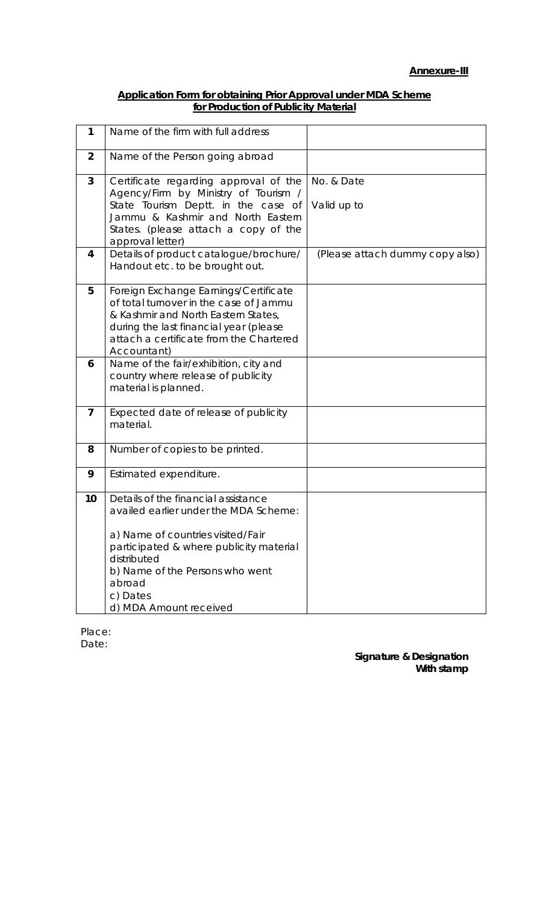**Annexure-III**

**Application Form for obtaining Prior Approval under MDA Scheme for Production of Publicity Material**

| | | |
|---|---|---|
| **1** | Name of the firm with full address | |
| **2** | Name of the Person going abroad | |
| **3** | Certificate regarding approval of the Agency/Firm by Ministry of Tourism / State Tourism Deptt. in the case of Jammu & Kashmir and North Eastern States. (please attach a copy of the approval letter) | No. & Date<br><br>Valid up to |
| **4** | Details of product catalogue/brochure/ Handout etc. to be brought out. | (Please attach dummy copy also) |
| **5** | Foreign Exchange Earnings/Certificate of total turnover in the case of Jammu & Kashmir and North Eastern States, during the last financial year (please attach a certificate from the Chartered Accountant) | |
| **6** | Name of the fair/exhibition, city and country where release of publicity material is planned. | |
| **7** | Expected date of release of publicity material. | |
| **8** | Number of copies to be printed. | |
| **9** | Estimated expenditure. | |
| **10** | Details of the financial assistance availed earlier under the MDA Scheme:<br><br>a) Name of countries visited/Fair participated & where publicity material distributed<br>b) Name of the Persons who went abroad<br>c) Dates<br>d) MDA Amount received | |

Place:
Date:

**Signature & Designation**
**With stamp**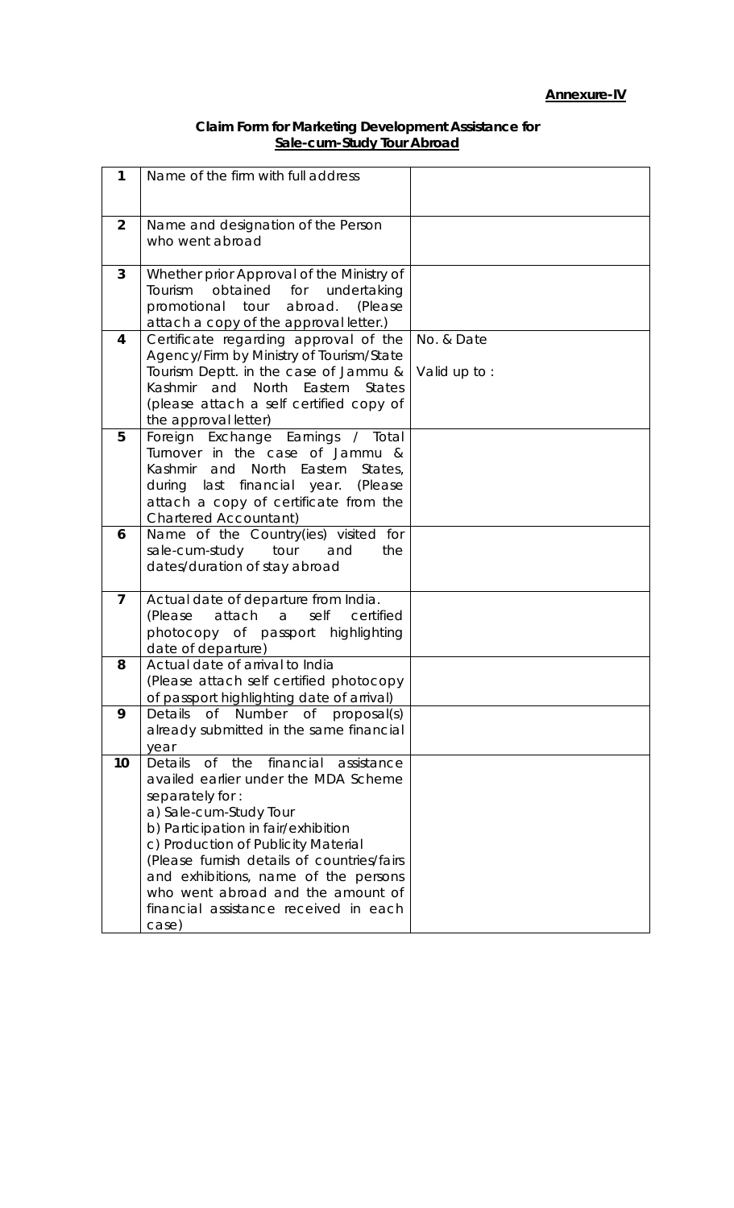**Annexure-IV**

**Claim Form for Marketing Development Assistance for**
**Sale-cum-Study Tour Abroad**

| | | |
|---|---|---|
| **1** | Name of the firm with full address | |
| **2** | Name and designation of the Person who went abroad | |
| **3** | Whether prior Approval of the Ministry of Tourism obtained for undertaking promotional tour abroad. (Please attach a copy of the approval letter.) | |
| **4** | Certificate regarding approval of the Agency/Firm by Ministry of Tourism/State Tourism Deptt. in the case of Jammu & Kashmir and North Eastern States (please attach a self certified copy of the approval letter) | No. & Date<br><br>Valid up to : |
| **5** | Foreign Exchange Earnings / Total Turnover in the case of Jammu & Kashmir and North Eastern States, during last financial year. (Please attach a copy of certificate from the Chartered Accountant) | |
| **6** | Name of the Country(ies) visited for sale-cum-study tour and the dates/duration of stay abroad | |
| **7** | Actual date of departure from India. (Please attach a self certified photocopy of passport highlighting date of departure) | |
| **8** | Actual date of arrival to India (Please attach self certified photocopy of passport highlighting date of arrival) | |
| **9** | Details of Number of proposal(s) already submitted in the same financial year | |
| **10** | Details of the financial assistance availed earlier under the MDA Scheme separately for :<br>a) Sale-cum-Study Tour<br>b) Participation in fair/exhibition<br>c) Production of Publicity Material<br>(Please furnish details of countries/fairs and exhibitions, name of the persons who went abroad and the amount of financial assistance received in each case) | |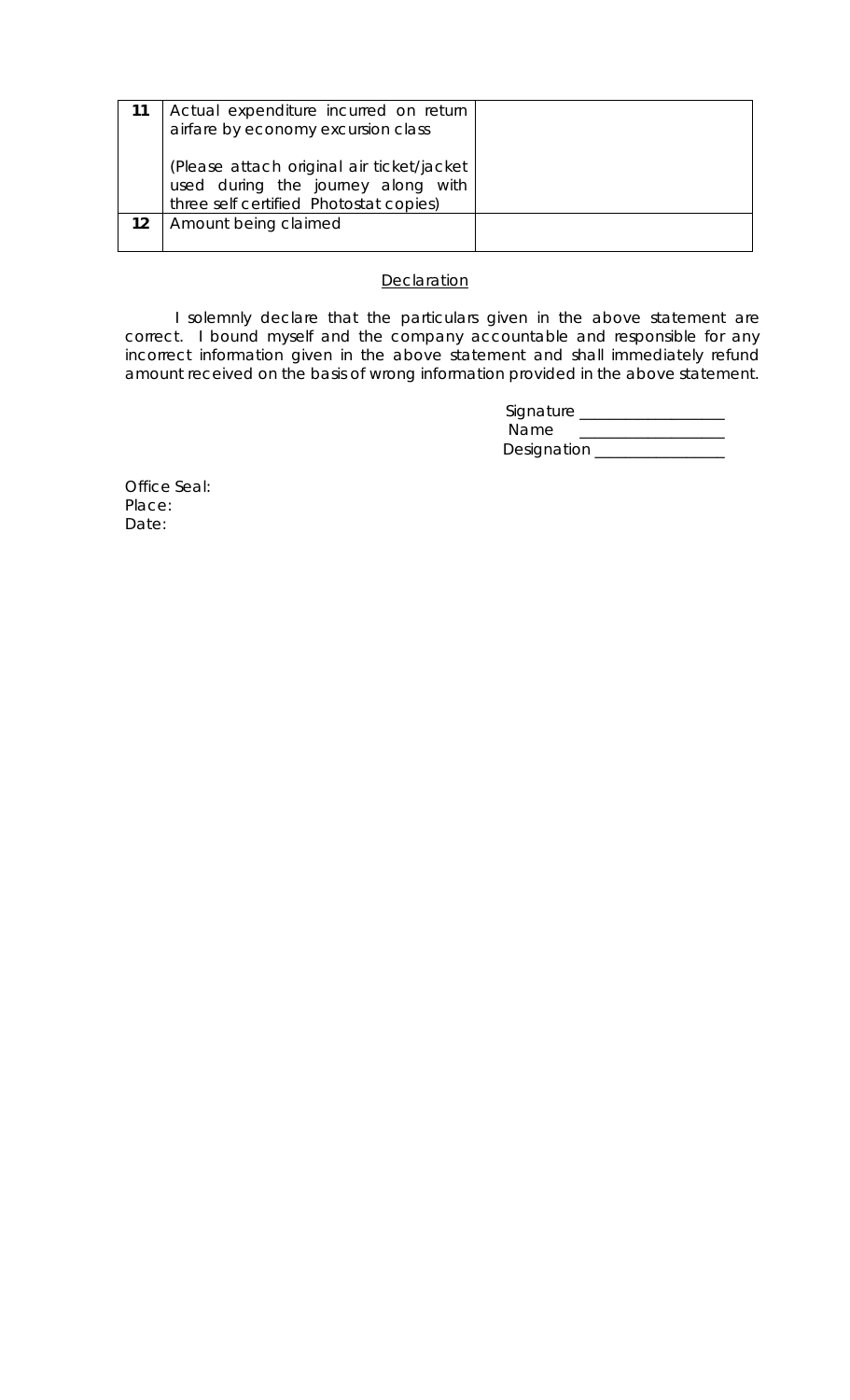| 11 | Actual expenditure incurred on return airfare by economy excursion class<br><br>(Please attach original air ticket/jacket used during the journey along with three self certified Photostat copies) | |
|---|---|---|
| 12 | Amount being claimed | |

<u>Declaration</u>

I solemnly declare that the particulars given in the above statement are correct. I bound myself and the company accountable and responsible for any incorrect information given in the above statement and shall immediately refund amount received on the basis of wrong information provided in the above statement.

Signature ___________________
Name ___________________
Designation _________________

Office Seal:
Place:
Date: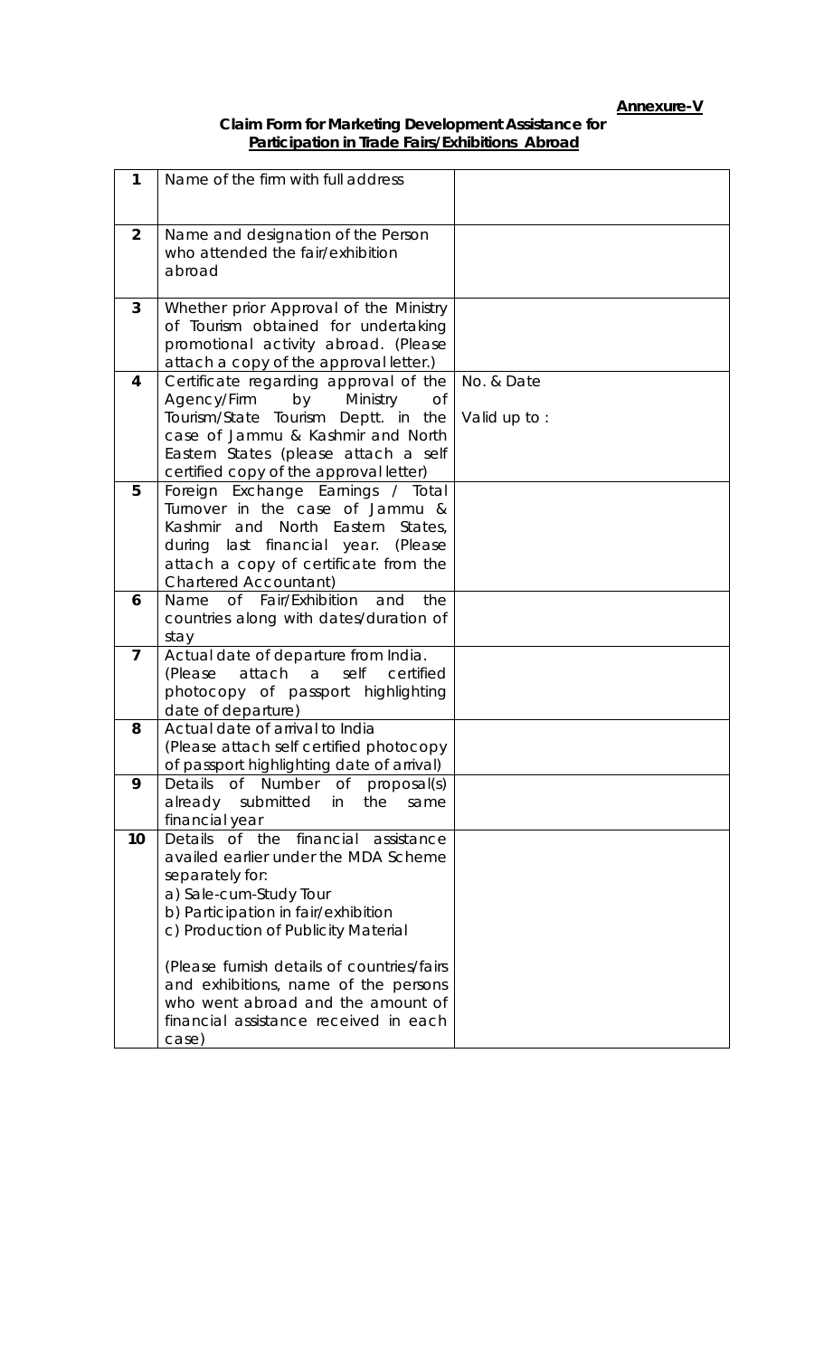**Annexure-V**

**Claim Form for Marketing Development Assistance for Participation in Trade Fairs/Exhibitions Abroad**

| | | |
|---|---|---|
| **1** | Name of the firm with full address | |
| **2** | Name and designation of the Person who attended the fair/exhibition abroad | |
| **3** | Whether prior Approval of the Ministry of Tourism obtained for undertaking promotional activity abroad. (Please attach a copy of the approval letter.) | |
| **4** | Certificate regarding approval of the Agency/Firm by Ministry of Tourism/State Tourism Deptt. in the case of Jammu & Kashmir and North Eastern States (please attach a self certified copy of the approval letter) | No. & Date<br><br>Valid up to : |
| **5** | Foreign Exchange Earnings / Total Turnover in the case of Jammu & Kashmir and North Eastern States, during last financial year. (Please attach a copy of certificate from the Chartered Accountant) | |
| **6** | Name of Fair/Exhibition and the countries along with dates/duration of stay | |
| **7** | Actual date of departure from India. (Please attach a self certified photocopy of passport highlighting date of departure) | |
| **8** | Actual date of arrival to India (Please attach self certified photocopy of passport highlighting date of arrival) | |
| **9** | Details of Number of proposal(s) already submitted in the same financial year | |
| **10** | Details of the financial assistance availed earlier under the MDA Scheme separately for:<br>a) Sale-cum-Study Tour<br>b) Participation in fair/exhibition<br>c) Production of Publicity Material<br><br>(Please furnish details of countries/fairs and exhibitions, name of the persons who went abroad and the amount of financial assistance received in each case) | |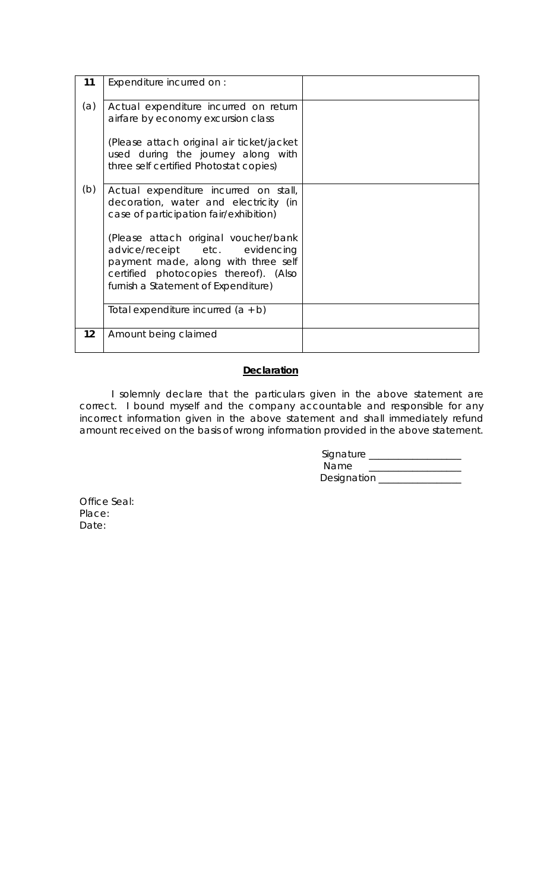| 11 | Expenditure incurred on : | |
|---|---|---|
| (a) | Actual expenditure incurred on return airfare by economy excursion class<br><br>(Please attach original air ticket/jacket used during the journey along with three self certified Photostat copies) | |
| (b) | Actual expenditure incurred on stall, decoration, water and electricity (in case of participation fair/exhibition)<br><br>(Please attach original voucher/bank advice/receipt etc. evidencing payment made, along with three self certified photocopies thereof). (Also furnish a Statement of Expenditure) | |
| | Total expenditure incurred (a + b) | |
| 12 | Amount being claimed | |

**Declaration**

I solemnly declare that the particulars given in the above statement are correct. I bound myself and the company accountable and responsible for any incorrect information given in the above statement and shall immediately refund amount received on the basis of wrong information provided in the above statement.

Signature ________________
Name ________________
Designation ________________

Office Seal:
Place:
Date: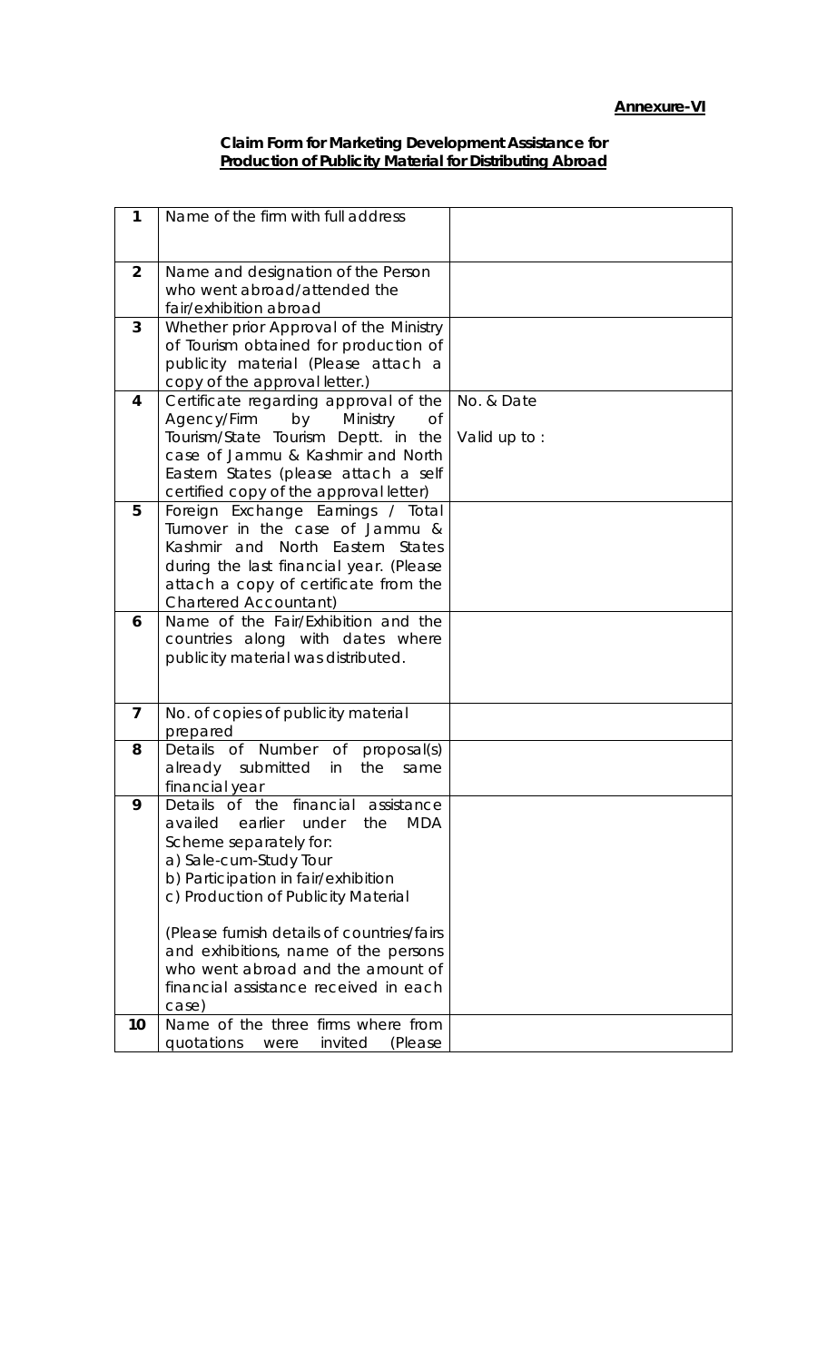**Annexure-VI**

**Claim Form for Marketing Development Assistance for**
**Production of Publicity Material for Distributing Abroad**

| | | |
|---|---|---|
| **1** | Name of the firm with full address | |
| **2** | Name and designation of the Person who went abroad/attended the fair/exhibition abroad | |
| **3** | Whether prior Approval of the Ministry of Tourism obtained for production of publicity material (Please attach a copy of the approval letter.) | |
| **4** | Certificate regarding approval of the Agency/Firm by Ministry of Tourism/State Tourism Deptt. in the case of Jammu & Kashmir and North Eastern States (please attach a self certified copy of the approval letter) | No. & Date<br><br>Valid up to : |
| **5** | Foreign Exchange Earnings / Total Turnover in the case of Jammu & Kashmir and North Eastern States during the last financial year. (Please attach a copy of certificate from the Chartered Accountant) | |
| **6** | Name of the Fair/Exhibition and the countries along with dates where publicity material was distributed. | |
| **7** | No. of copies of publicity material prepared | |
| **8** | Details of Number of proposal(s) already submitted in the same financial year | |
| **9** | Details of the financial assistance availed earlier under the MDA Scheme separately for:<br>a) Sale-cum-Study Tour<br>b) Participation in fair/exhibition<br>c) Production of Publicity Material<br><br>(Please furnish details of countries/fairs and exhibitions, name of the persons who went abroad and the amount of financial assistance received in each case) | |
| **10** | Name of the three firms where from quotations were invited (Please | |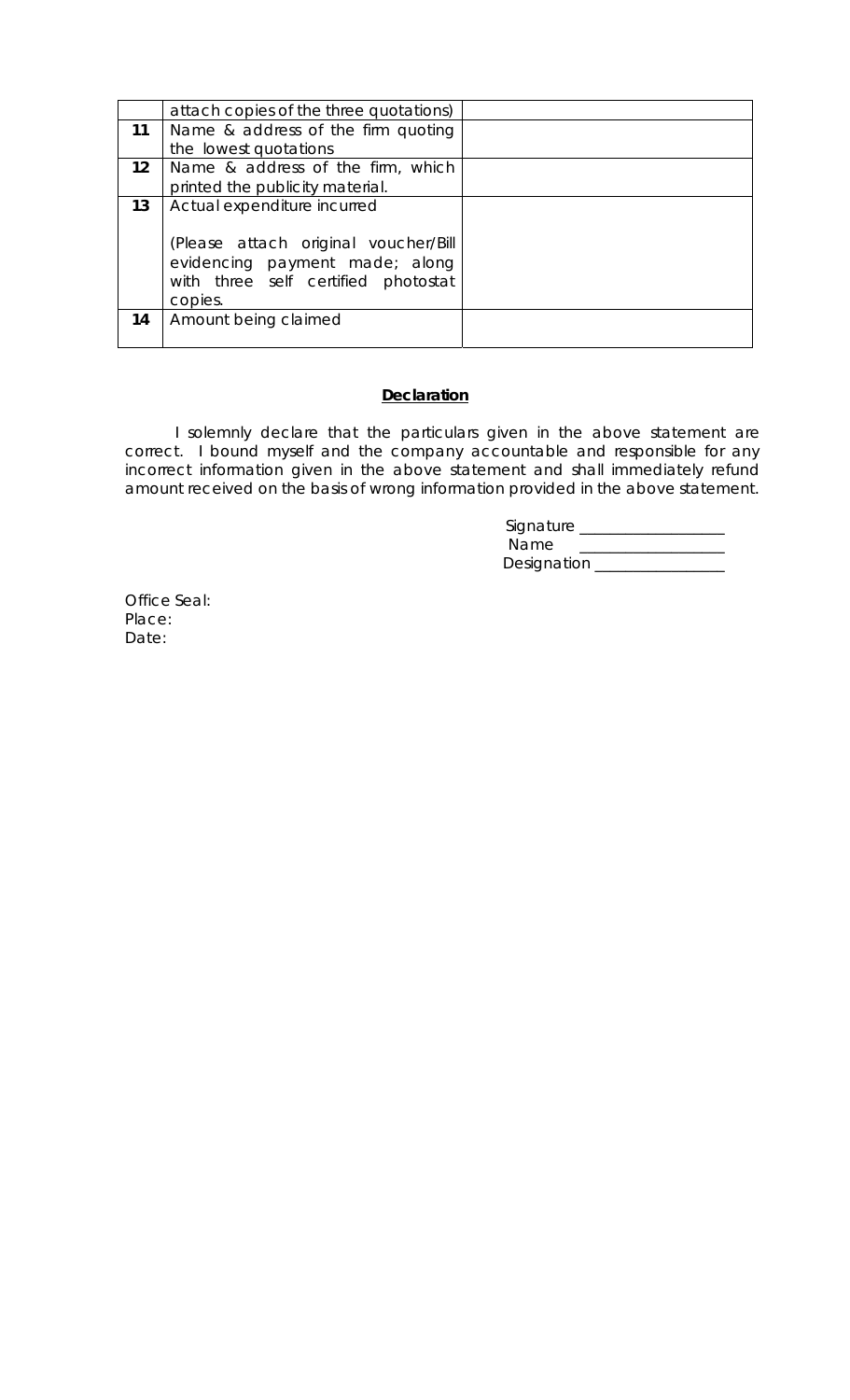| | | |
|---|---|---|
| | attach copies of the three quotations) | |
| **11** | Name & address of the firm quoting the lowest quotations | |
| **12** | Name & address of the firm, which printed the publicity material. | |
| **13** | Actual expenditure incurred<br><br>(Please attach original voucher/Bill evidencing payment made; along with three self certified photostat copies. | |
| **14** | Amount being claimed | |

**<u>Declaration</u>**

I solemnly declare that the particulars given in the above statement are correct. I bound myself and the company accountable and responsible for any incorrect information given in the above statement and shall immediately refund amount received on the basis of wrong information provided in the above statement.

Signature ________________
Name ________________
Designation ________________

Office Seal:
Place:
Date: